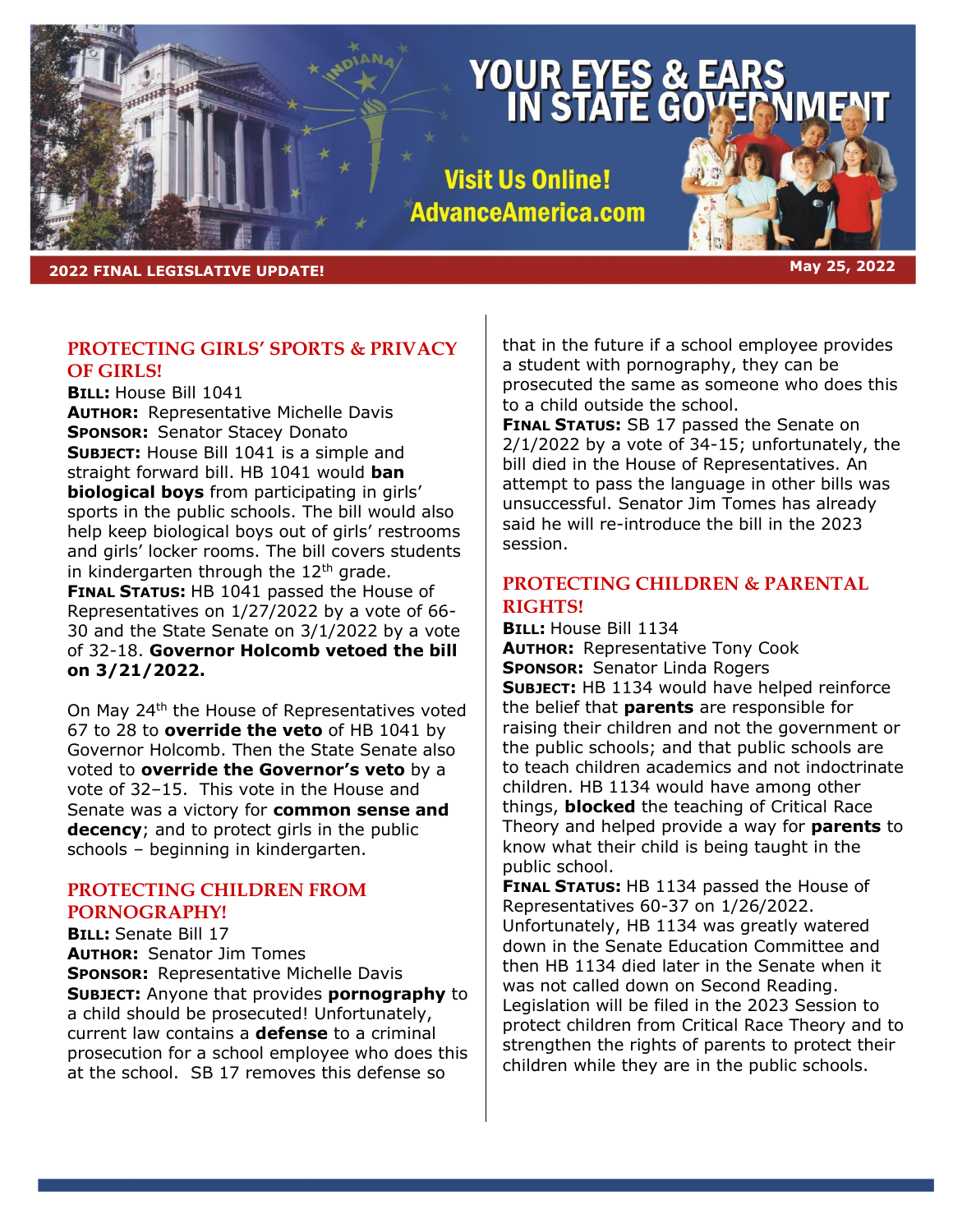# YOUR EYES & EARS IN STATE GOVERNMENT

**Visit Us Online! AdvanceAmerica.com**

**2022 FINAL LEGISLATIVE UPDATE!** **May 25, 2022**

## PROTECTING GIRLS' SPORTS & PRIVACY OF GIRLS!

**BILL:** House Bill 1041
**AUTHOR:** Representative Michelle Davis
**SPONSOR:** Senator Stacey Donato
**SUBJECT:** House Bill 1041 is a simple and straight forward bill. HB 1041 would **ban biological boys** from participating in girls' sports in the public schools. The bill would also help keep biological boys out of girls' restrooms and girls' locker rooms. The bill covers students in kindergarten through the 12th grade.
**FINAL STATUS:** HB 1041 passed the House of Representatives on 1/27/2022 by a vote of 66-30 and the State Senate on 3/1/2022 by a vote of 32-18. **Governor Holcomb vetoed the bill on 3/21/2022.**

On May 24th the House of Representatives voted 67 to 28 to **override the veto** of HB 1041 by Governor Holcomb. Then the State Senate also voted to **override the Governor's veto** by a vote of 32–15. This vote in the House and Senate was a victory for **common sense and decency**; and to protect girls in the public schools – beginning in kindergarten.

## PROTECTING CHILDREN FROM PORNOGRAPHY!

**BILL:** Senate Bill 17
**AUTHOR:** Senator Jim Tomes
**SPONSOR:** Representative Michelle Davis
**SUBJECT:** Anyone that provides **pornography** to a child should be prosecuted! Unfortunately, current law contains a **defense** to a criminal prosecution for a school employee who does this at the school. SB 17 removes this defense so that in the future if a school employee provides a student with pornography, they can be prosecuted the same as someone who does this to a child outside the school.
**FINAL STATUS:** SB 17 passed the Senate on 2/1/2022 by a vote of 34-15; unfortunately, the bill died in the House of Representatives. An attempt to pass the language in other bills was unsuccessful. Senator Jim Tomes has already said he will re-introduce the bill in the 2023 session.

## PROTECTING CHILDREN & PARENTAL RIGHTS!

**BILL:** House Bill 1134
**AUTHOR:** Representative Tony Cook
**SPONSOR:** Senator Linda Rogers
**SUBJECT:** HB 1134 would have helped reinforce the belief that **parents** are responsible for raising their children and not the government or the public schools; and that public schools are to teach children academics and not indoctrinate children. HB 1134 would have among other things, **blocked** the teaching of Critical Race Theory and helped provide a way for **parents** to know what their child is being taught in the public school.
**FINAL STATUS:** HB 1134 passed the House of Representatives 60-37 on 1/26/2022. Unfortunately, HB 1134 was greatly watered down in the Senate Education Committee and then HB 1134 died later in the Senate when it was not called down on Second Reading. Legislation will be filed in the 2023 Session to protect children from Critical Race Theory and to strengthen the rights of parents to protect their children while they are in the public schools.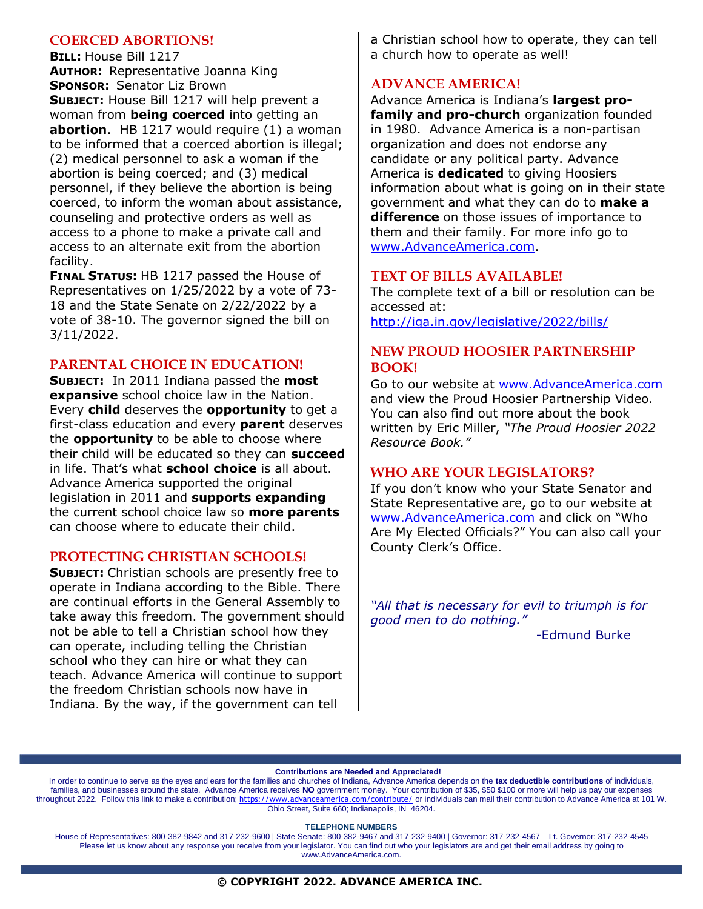## COERCED ABORTIONS!

**BILL:** House Bill 1217
**AUTHOR:** Representative Joanna King
**SPONSOR:** Senator Liz Brown
**SUBJECT:** House Bill 1217 will help prevent a woman from **being coerced** into getting an **abortion**. HB 1217 would require (1) a woman to be informed that a coerced abortion is illegal; (2) medical personnel to ask a woman if the abortion is being coerced; and (3) medical personnel, if they believe the abortion is being coerced, to inform the woman about assistance, counseling and protective orders as well as access to a phone to make a private call and access to an alternate exit from the abortion facility.
**FINAL STATUS:** HB 1217 passed the House of Representatives on 1/25/2022 by a vote of 73-18 and the State Senate on 2/22/2022 by a vote of 38-10. The governor signed the bill on 3/11/2022.

## PARENTAL CHOICE IN EDUCATION!

**SUBJECT:** In 2011 Indiana passed the **most expansive** school choice law in the Nation. Every **child** deserves the **opportunity** to get a first-class education and every **parent** deserves the **opportunity** to be able to choose where their child will be educated so they can **succeed** in life. That's what **school choice** is all about. Advance America supported the original legislation in 2011 and **supports expanding** the current school choice law so **more parents** can choose where to educate their child.

## PROTECTING CHRISTIAN SCHOOLS!

**SUBJECT:** Christian schools are presently free to operate in Indiana according to the Bible. There are continual efforts in the General Assembly to take away this freedom. The government should not be able to tell a Christian school how they can operate, including telling the Christian school who they can hire or what they can teach. Advance America will continue to support the freedom Christian schools now have in Indiana. By the way, if the government can tell a Christian school how to operate, they can tell a church how to operate as well!

## ADVANCE AMERICA!

Advance America is Indiana's **largest pro-family and pro-church** organization founded in 1980. Advance America is a non-partisan organization and does not endorse any candidate or any political party. Advance America is **dedicated** to giving Hoosiers information about what is going on in their state government and what they can do to **make a difference** on those issues of importance to them and their family. For more info go to www.AdvanceAmerica.com.

## TEXT OF BILLS AVAILABLE!

The complete text of a bill or resolution can be accessed at:
http://iga.in.gov/legislative/2022/bills/

## NEW PROUD HOOSIER PARTNERSHIP BOOK!

Go to our website at www.AdvanceAmerica.com and view the Proud Hoosier Partnership Video. You can also find out more about the book written by Eric Miller, *"The Proud Hoosier 2022 Resource Book."*

## WHO ARE YOUR LEGISLATORS?

If you don't know who your State Senator and State Representative are, go to our website at www.AdvanceAmerica.com and click on "Who Are My Elected Officials?" You can also call your County Clerk's Office.

*"All that is necessary for evil to triumph is for good men to do nothing."*

-Edmund Burke

**Contributions are Needed and Appreciated!**

In order to continue to serve as the eyes and ears for the families and churches of Indiana, Advance America depends on the **tax deductible contributions** of individuals, families, and businesses around the state. Advance America receives **NO** government money. Your contribution of $35, $50 $100 or more will help us pay our expenses throughout 2022. Follow this link to make a contribution; https://www.advanceamerica.com/contribute/ or individuals can mail their contribution to Advance America at 101 W. Ohio Street, Suite 660; Indianapolis, IN 46204.

**TELEPHONE NUMBERS**

House of Representatives: 800-382-9842 and 317-232-9600 | State Senate: 800-382-9467 and 317-232-9400 | Governor: 317-232-4567 Lt. Governor: 317-232-4545
Please let us know about any response you receive from your legislator. You can find out who your legislators are and get their email address by going to www.AdvanceAmerica.com.

**© COPYRIGHT 2022. ADVANCE AMERICA INC.**